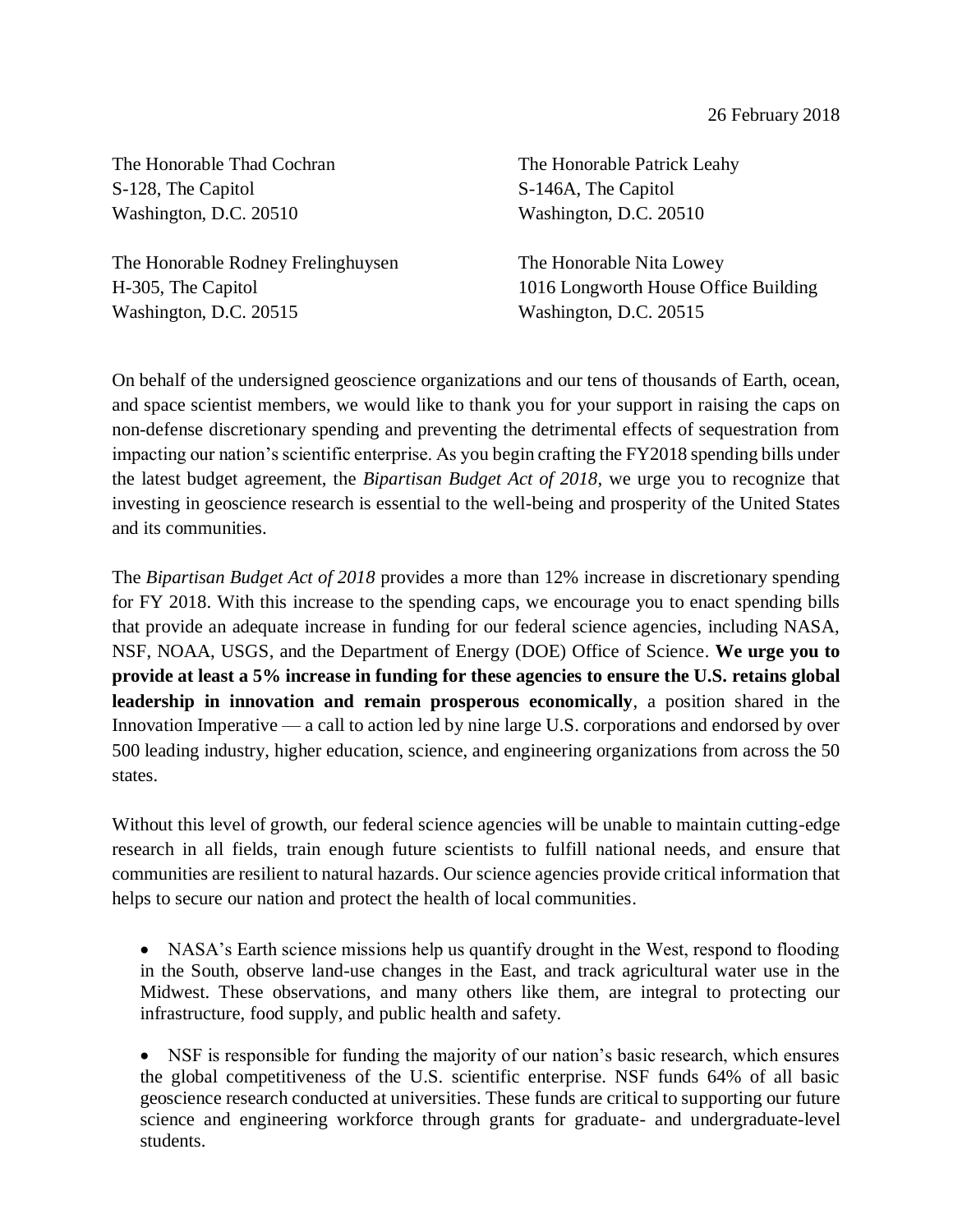26 February 2018

The Honorable Thad Cochran
S-128, The Capitol
Washington, D.C. 20510

The Honorable Patrick Leahy
S-146A, The Capitol
Washington, D.C. 20510

The Honorable Rodney Frelinghuysen
H-305, The Capitol
Washington, D.C. 20515

The Honorable Nita Lowey
1016 Longworth House Office Building
Washington, D.C. 20515

On behalf of the undersigned geoscience organizations and our tens of thousands of Earth, ocean, and space scientist members, we would like to thank you for your support in raising the caps on non-defense discretionary spending and preventing the detrimental effects of sequestration from impacting our nation's scientific enterprise. As you begin crafting the FY2018 spending bills under the latest budget agreement, the *Bipartisan Budget Act of 2018*, we urge you to recognize that investing in geoscience research is essential to the well-being and prosperity of the United States and its communities.

The *Bipartisan Budget Act of 2018* provides a more than 12% increase in discretionary spending for FY 2018. With this increase to the spending caps, we encourage you to enact spending bills that provide an adequate increase in funding for our federal science agencies, including NASA, NSF, NOAA, USGS, and the Department of Energy (DOE) Office of Science. **We urge you to provide at least a 5% increase in funding for these agencies to ensure the U.S. retains global leadership in innovation and remain prosperous economically**, a position shared in the Innovation Imperative — a call to action led by nine large U.S. corporations and endorsed by over 500 leading industry, higher education, science, and engineering organizations from across the 50 states.

Without this level of growth, our federal science agencies will be unable to maintain cutting-edge research in all fields, train enough future scientists to fulfill national needs, and ensure that communities are resilient to natural hazards. Our science agencies provide critical information that helps to secure our nation and protect the health of local communities.

- NASA's Earth science missions help us quantify drought in the West, respond to flooding in the South, observe land-use changes in the East, and track agricultural water use in the Midwest. These observations, and many others like them, are integral to protecting our infrastructure, food supply, and public health and safety.

- NSF is responsible for funding the majority of our nation's basic research, which ensures the global competitiveness of the U.S. scientific enterprise. NSF funds 64% of all basic geoscience research conducted at universities. These funds are critical to supporting our future science and engineering workforce through grants for graduate- and undergraduate-level students.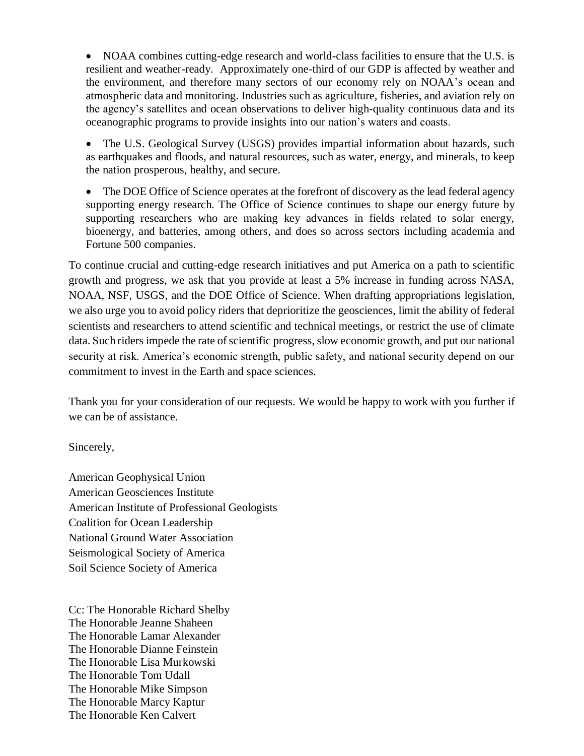- NOAA combines cutting-edge research and world-class facilities to ensure that the U.S. is resilient and weather-ready. Approximately one-third of our GDP is affected by weather and the environment, and therefore many sectors of our economy rely on NOAA's ocean and atmospheric data and monitoring. Industries such as agriculture, fisheries, and aviation rely on the agency's satellites and ocean observations to deliver high-quality continuous data and its oceanographic programs to provide insights into our nation's waters and coasts.

- The U.S. Geological Survey (USGS) provides impartial information about hazards, such as earthquakes and floods, and natural resources, such as water, energy, and minerals, to keep the nation prosperous, healthy, and secure.

- The DOE Office of Science operates at the forefront of discovery as the lead federal agency supporting energy research. The Office of Science continues to shape our energy future by supporting researchers who are making key advances in fields related to solar energy, bioenergy, and batteries, among others, and does so across sectors including academia and Fortune 500 companies.

To continue crucial and cutting-edge research initiatives and put America on a path to scientific growth and progress, we ask that you provide at least a 5% increase in funding across NASA, NOAA, NSF, USGS, and the DOE Office of Science. When drafting appropriations legislation, we also urge you to avoid policy riders that deprioritize the geosciences, limit the ability of federal scientists and researchers to attend scientific and technical meetings, or restrict the use of climate data. Such riders impede the rate of scientific progress, slow economic growth, and put our national security at risk. America's economic strength, public safety, and national security depend on our commitment to invest in the Earth and space sciences.

Thank you for your consideration of our requests. We would be happy to work with you further if we can be of assistance.

Sincerely,

American Geophysical Union
American Geosciences Institute
American Institute of Professional Geologists
Coalition for Ocean Leadership
National Ground Water Association
Seismological Society of America
Soil Science Society of America

Cc: The Honorable Richard Shelby
The Honorable Jeanne Shaheen
The Honorable Lamar Alexander
The Honorable Dianne Feinstein
The Honorable Lisa Murkowski
The Honorable Tom Udall
The Honorable Mike Simpson
The Honorable Marcy Kaptur
The Honorable Ken Calvert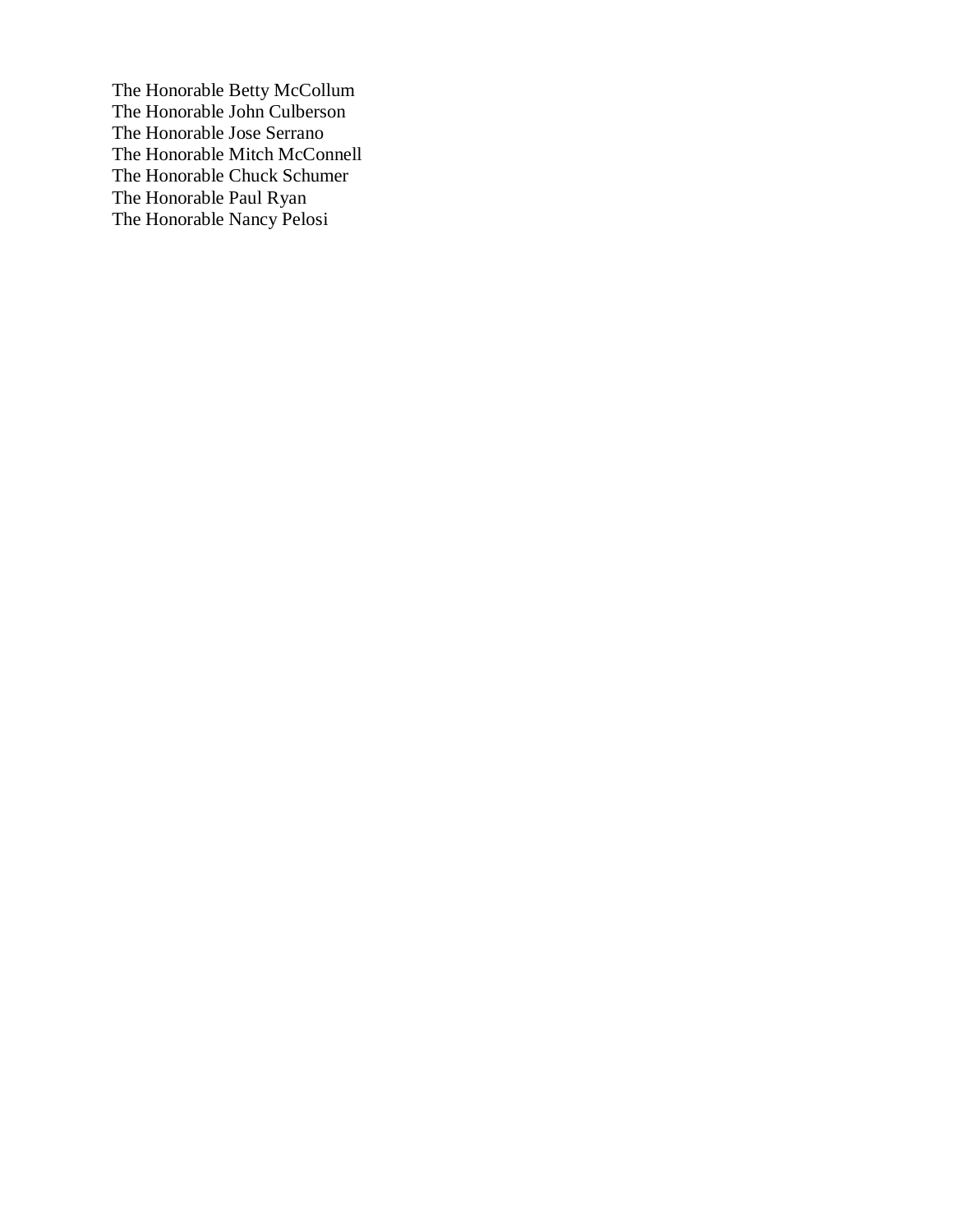The Honorable Betty McCollum
The Honorable John Culberson
The Honorable Jose Serrano
The Honorable Mitch McConnell
The Honorable Chuck Schumer
The Honorable Paul Ryan
The Honorable Nancy Pelosi